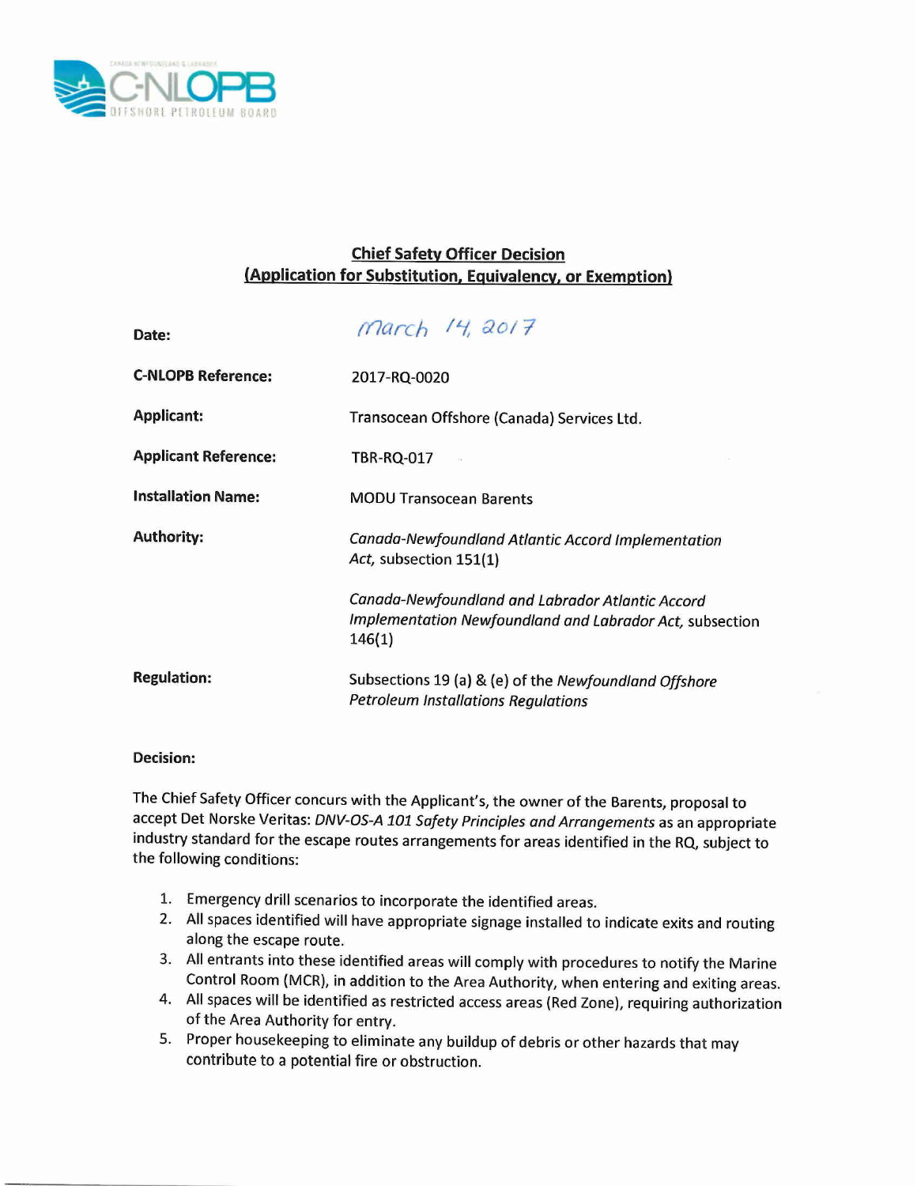**Chief Safety Officer Decision**
**(Application for Substitution, Equivalency, or Exemption)**

| | |
|---|---|
| **Date:** | March 14, 2017 |
| **C-NLOPB Reference:** | 2017-RQ-0020 |
| **Applicant:** | Transocean Offshore (Canada) Services Ltd. |
| **Applicant Reference:** | TBR-RQ-017 |
| **Installation Name:** | MODU Transocean Barents |
| **Authority:** | *Canada-Newfoundland Atlantic Accord Implementation Act*, subsection 151(1)<br><br>*Canada-Newfoundland and Labrador Atlantic Accord Implementation Newfoundland and Labrador Act*, subsection 146(1) |
| **Regulation:** | Subsections 19 (a) & (e) of the *Newfoundland Offshore Petroleum Installations Regulations* |

**Decision:**

The Chief Safety Officer concurs with the Applicant's, the owner of the Barents, proposal to accept Det Norske Veritas: *DNV-OS-A 101 Safety Principles and Arrangements* as an appropriate industry standard for the escape routes arrangements for areas identified in the RQ, subject to the following conditions:

1. Emergency drill scenarios to incorporate the identified areas.
2. All spaces identified will have appropriate signage installed to indicate exits and routing along the escape route.
3. All entrants into these identified areas will comply with procedures to notify the Marine Control Room (MCR), in addition to the Area Authority, when entering and exiting areas.
4. All spaces will be identified as restricted access areas (Red Zone), requiring authorization of the Area Authority for entry.
5. Proper housekeeping to eliminate any buildup of debris or other hazards that may contribute to a potential fire or obstruction.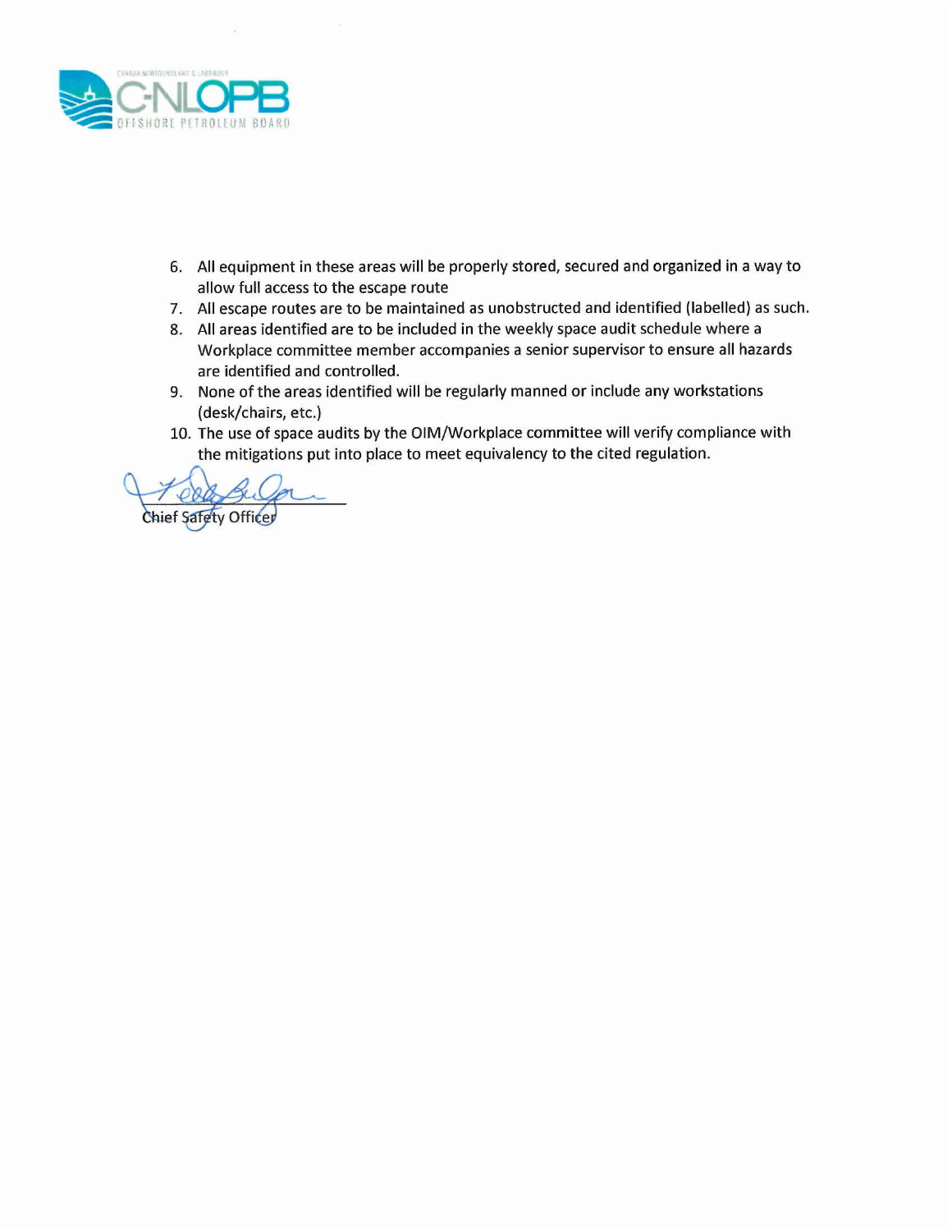6. All equipment in these areas will be properly stored, secured and organized in a way to allow full access to the escape route
7. All escape routes are to be maintained as unobstructed and identified (labelled) as such.
8. All areas identified are to be included in the weekly space audit schedule where a Workplace committee member accompanies a senior supervisor to ensure all hazards are identified and controlled.
9. None of the areas identified will be regularly manned or include any workstations (desk/chairs, etc.)
10. The use of space audits by the OIM/Workplace committee will verify compliance with the mitigations put into place to meet equivalency to the cited regulation.

Chief Safety Officer